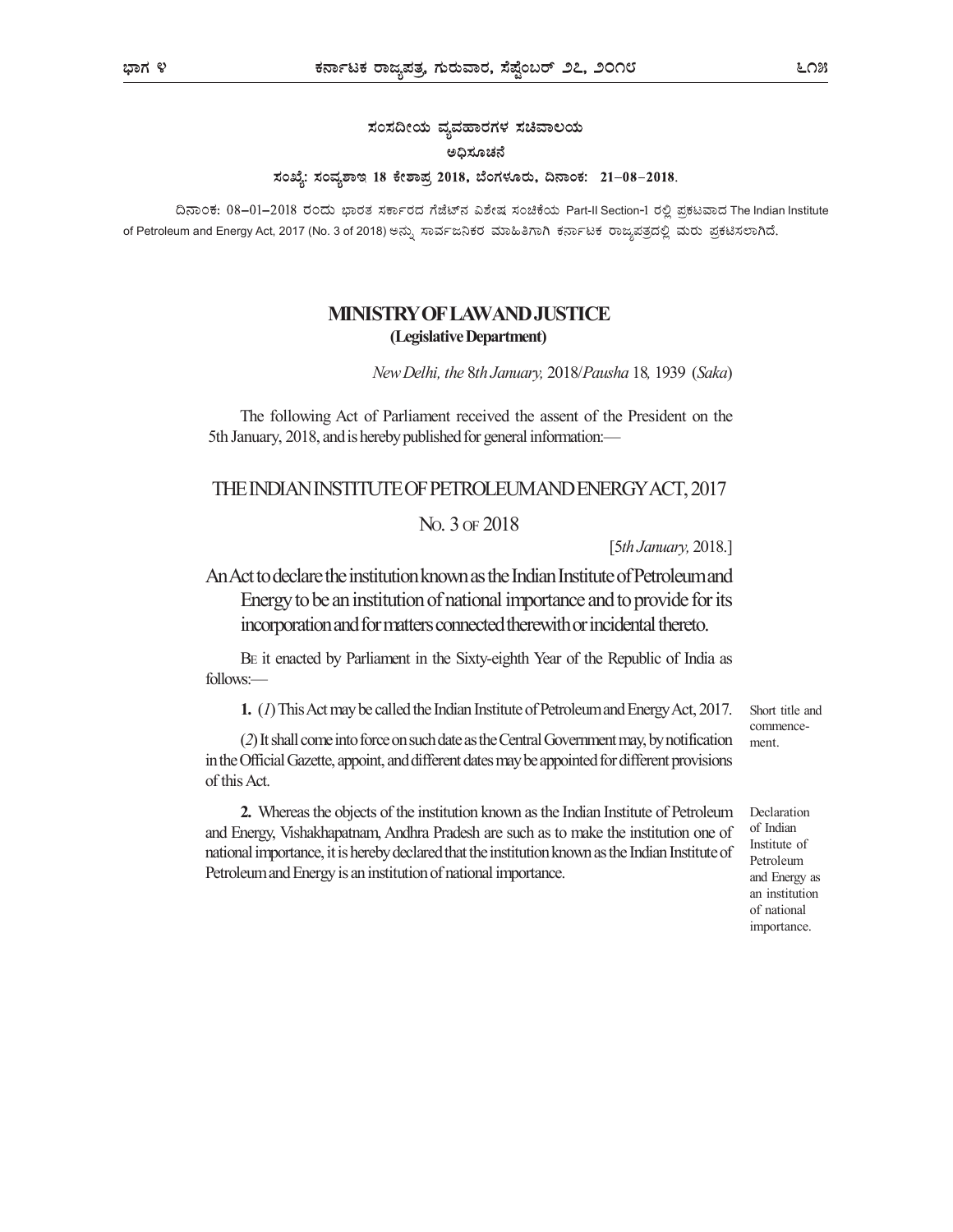ಸಂಸದೀಯ ವ್ಯವಹಾರಗಳ ಸಚಿವಾಲಯ

ಅಧಿಸೂಚನೆ

**ಸಂಖ್ಯೆ: ಸಂವ್ಯಶಾಇ 18 ಕೇಶಾಪ್ರ 2018, ಬೆಂಗಳೂರು, ದಿನಾಂಕ: 21–08–2018.**

ದಿನಾಂಕ: 08–01–2018 ರಂದು ಭಾರತ ಸರ್ಕಾರದ ಗೆಜೆಟ್‌ನ ವಿಶೇಷ ಸಂಚಿಕೆಯ Part-II Section-1 ರಲ್ಲಿ ಪ್ರಕಟವಾದ The Indian Institute of Petroleum and Energy Act, 2017 (No. 3 of 2018) ಅನ್ನು ಸಾರ್ವಜನಿಕರ ಮಾಹಿತಿಗಾಗಿ ಕರ್ನಾಟಕ ರಾಜ್ಯಪತ್ರದಲ್ಲಿ ಮರು ಪ್ರಕಟಿಸಲಾಗಿದೆ.

## MINISTRY OF LAW AND JUSTICE

**(Legislative Department)**

*New Delhi, the 8th January, 2018/Pausha 18, 1939 (Saka)*

The following Act of Parliament received the assent of the President on the 5th January, 2018, and is hereby published for general information:—

## THE INDIAN INSTITUTE OF PETROLEUM AND ENERGY ACT, 2017

No. 3 of 2018

[*5th January,* 2018.]

An Act to declare the institution known as the Indian Institute of Petroleum and Energy to be an institution of national importance and to provide for its incorporation and for matters connected therewith or incidental thereto.

Be it enacted by Parliament in the Sixty-eighth Year of the Republic of India as follows:—

Short title and commencement.

**1.** (*1*) This Act may be called the Indian Institute of Petroleum and Energy Act, 2017.

(*2*) It shall come into force on such date as the Central Government may, by notification in the Official Gazette, appoint, and different dates may be appointed for different provisions of this Act.

Declaration of Indian Institute of Petroleum and Energy as an institution of national importance.

**2.** Whereas the objects of the institution known as the Indian Institute of Petroleum and Energy, Vishakhapatnam, Andhra Pradesh are such as to make the institution one of national importance, it is hereby declared that the institution known as the Indian Institute of Petroleum and Energy is an institution of national importance.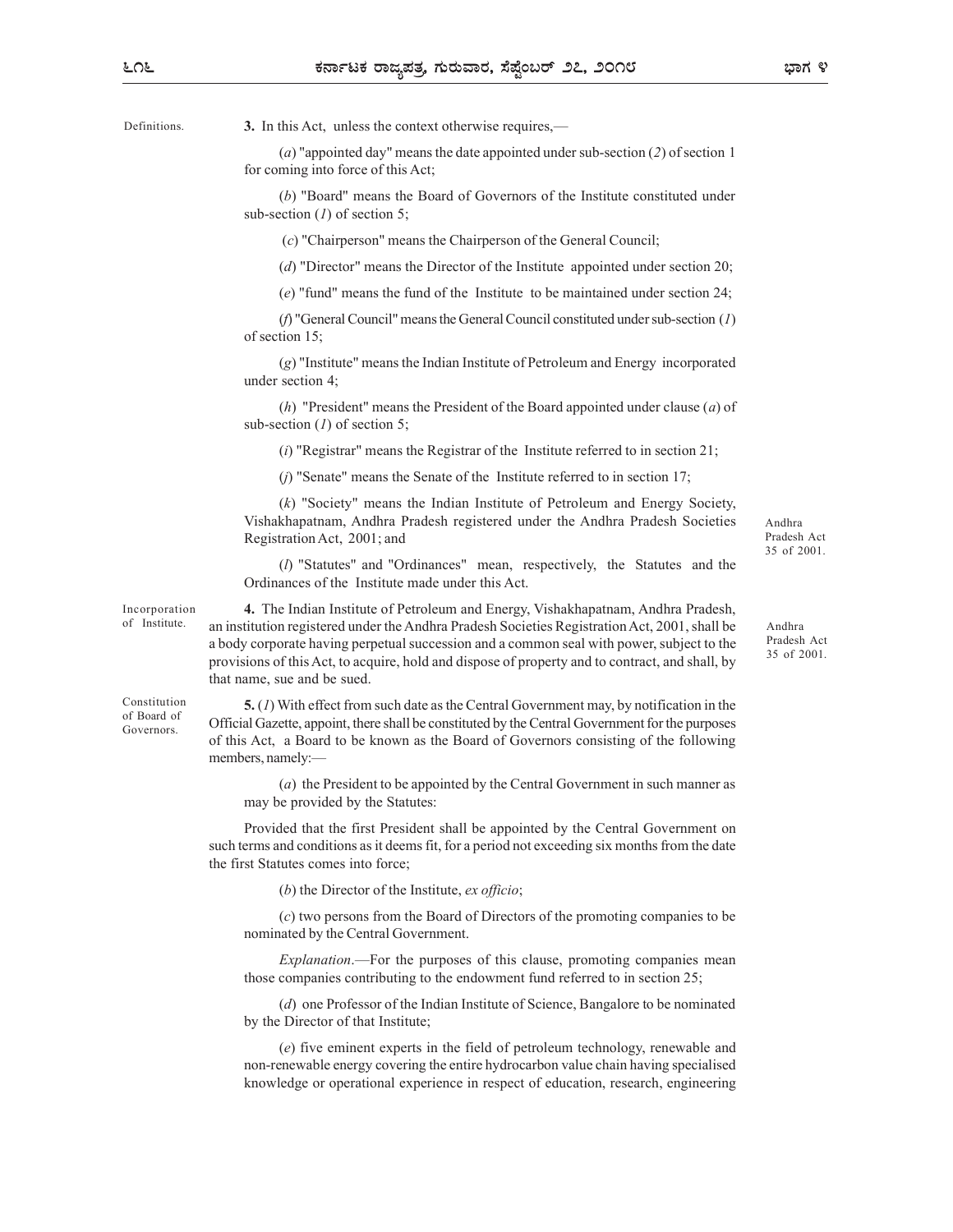Definitions.

**3.** In this Act, unless the context otherwise requires,—

(*a*) "appointed day" means the date appointed under sub-section (*2*) of section 1 for coming into force of this Act;

(*b*) "Board" means the Board of Governors of the Institute constituted under sub-section (*1*) of section 5;

(*c*) "Chairperson" means the Chairperson of the General Council;

(*d*) "Director" means the Director of the Institute appointed under section 20;

(*e*) "fund" means the fund of the Institute to be maintained under section 24;

(*f*) "General Council" means the General Council constituted under sub-section (*1*) of section 15;

(*g*) "Institute" means the Indian Institute of Petroleum and Energy incorporated under section 4;

(*h*) "President" means the President of the Board appointed under clause (*a*) of sub-section (*1*) of section 5;

(*i*) "Registrar" means the Registrar of the Institute referred to in section 21;

(*j*) "Senate" means the Senate of the Institute referred to in section 17;

(*k*) "Society" means the Indian Institute of Petroleum and Energy Society, Vishakhapatnam, Andhra Pradesh registered under the Andhra Pradesh Societies Registration Act, 2001; and

Andhra Pradesh Act 35 of 2001.

(*l*) "Statutes" and "Ordinances" mean, respectively, the Statutes and the Ordinances of the Institute made under this Act.

Incorporation of Institute.

**4.** The Indian Institute of Petroleum and Energy, Vishakhapatnam, Andhra Pradesh, an institution registered under the Andhra Pradesh Societies Registration Act, 2001, shall be a body corporate having perpetual succession and a common seal with power, subject to the provisions of this Act, to acquire, hold and dispose of property and to contract, and shall, by that name, sue and be sued.

Andhra Pradesh Act 35 of 2001.

Constitution of Board of Governors.

**5.** (*1*) With effect from such date as the Central Government may, by notification in the Official Gazette, appoint, there shall be constituted by the Central Government for the purposes of this Act, a Board to be known as the Board of Governors consisting of the following members, namely:—

(*a*) the President to be appointed by the Central Government in such manner as may be provided by the Statutes:

Provided that the first President shall be appointed by the Central Government on such terms and conditions as it deems fit, for a period not exceeding six months from the date the first Statutes comes into force;

(*b*) the Director of the Institute, *ex officio*;

(*c*) two persons from the Board of Directors of the promoting companies to be nominated by the Central Government.

*Explanation*.—For the purposes of this clause, promoting companies mean those companies contributing to the endowment fund referred to in section 25;

(*d*) one Professor of the Indian Institute of Science, Bangalore to be nominated by the Director of that Institute;

(*e*) five eminent experts in the field of petroleum technology, renewable and non-renewable energy covering the entire hydrocarbon value chain having specialised knowledge or operational experience in respect of education, research, engineering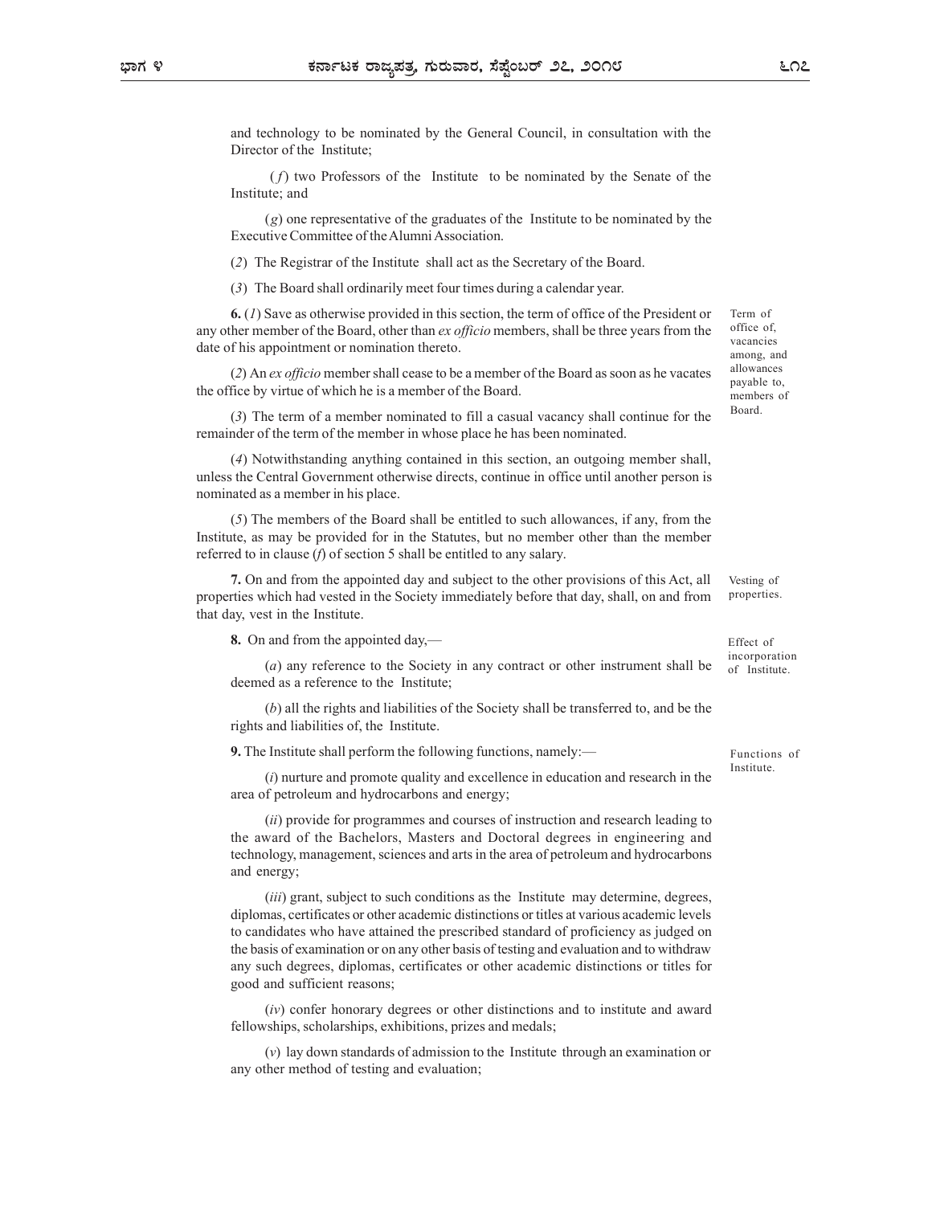and technology to be nominated by the General Council, in consultation with the Director of the Institute;

(*f*) two Professors of the Institute to be nominated by the Senate of the Institute; and

(*g*) one representative of the graduates of the Institute to be nominated by the Executive Committee of the Alumni Association.

(*2*) The Registrar of the Institute shall act as the Secretary of the Board.

(*3*) The Board shall ordinarily meet four times during a calendar year.

Term of office of, vacancies among, and allowances payable to, members of Board.

**6.** (*1*) Save as otherwise provided in this section, the term of office of the President or any other member of the Board, other than *ex officio* members, shall be three years from the date of his appointment or nomination thereto.

(*2*) An *ex officio* member shall cease to be a member of the Board as soon as he vacates the office by virtue of which he is a member of the Board.

(*3*) The term of a member nominated to fill a casual vacancy shall continue for the remainder of the term of the member in whose place he has been nominated.

(*4*) Notwithstanding anything contained in this section, an outgoing member shall, unless the Central Government otherwise directs, continue in office until another person is nominated as a member in his place.

(*5*) The members of the Board shall be entitled to such allowances, if any, from the Institute, as may be provided for in the Statutes, but no member other than the member referred to in clause (*f*) of section 5 shall be entitled to any salary.

Vesting of properties.

**7.** On and from the appointed day and subject to the other provisions of this Act, all properties which had vested in the Society immediately before that day, shall, on and from that day, vest in the Institute.

Effect of incorporation of Institute.

**8.** On and from the appointed day,—

(*a*) any reference to the Society in any contract or other instrument shall be deemed as a reference to the Institute;

(*b*) all the rights and liabilities of the Society shall be transferred to, and be the rights and liabilities of, the Institute.

Functions of Institute.

**9.** The Institute shall perform the following functions, namely:—

(*i*) nurture and promote quality and excellence in education and research in the area of petroleum and hydrocarbons and energy;

(*ii*) provide for programmes and courses of instruction and research leading to the award of the Bachelors, Masters and Doctoral degrees in engineering and technology, management, sciences and arts in the area of petroleum and hydrocarbons and energy;

(*iii*) grant, subject to such conditions as the Institute may determine, degrees, diplomas, certificates or other academic distinctions or titles at various academic levels to candidates who have attained the prescribed standard of proficiency as judged on the basis of examination or on any other basis of testing and evaluation and to withdraw any such degrees, diplomas, certificates or other academic distinctions or titles for good and sufficient reasons;

(*iv*) confer honorary degrees or other distinctions and to institute and award fellowships, scholarships, exhibitions, prizes and medals;

(*v*) lay down standards of admission to the Institute through an examination or any other method of testing and evaluation;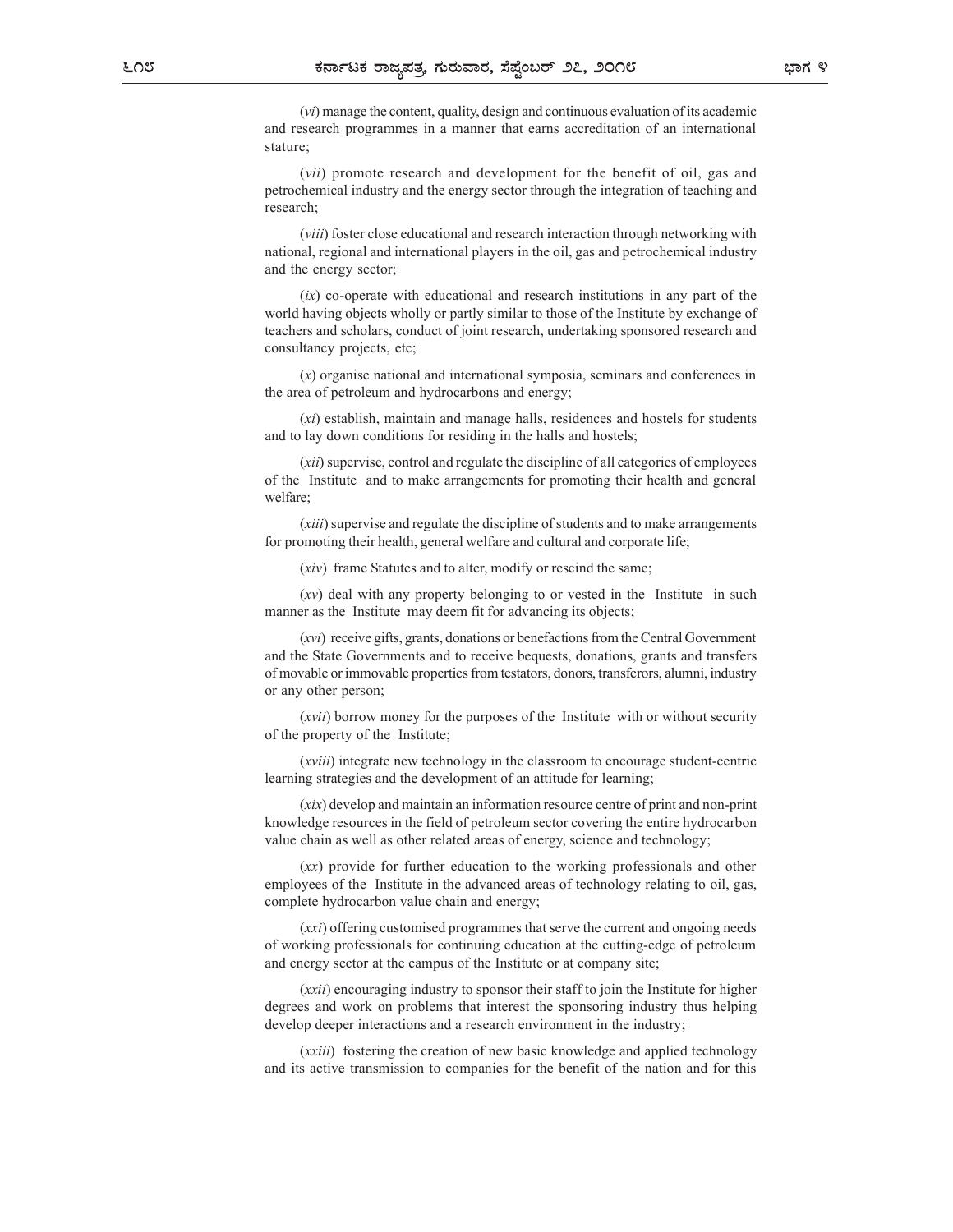(*vi*) manage the content, quality, design and continuous evaluation of its academic and research programmes in a manner that earns accreditation of an international stature;

(*vii*) promote research and development for the benefit of oil, gas and petrochemical industry and the energy sector through the integration of teaching and research;

(*viii*) foster close educational and research interaction through networking with national, regional and international players in the oil, gas and petrochemical industry and the energy sector;

(*ix*) co-operate with educational and research institutions in any part of the world having objects wholly or partly similar to those of the Institute by exchange of teachers and scholars, conduct of joint research, undertaking sponsored research and consultancy projects, etc;

(*x*) organise national and international symposia, seminars and conferences in the area of petroleum and hydrocarbons and energy;

(*xi*) establish, maintain and manage halls, residences and hostels for students and to lay down conditions for residing in the halls and hostels;

(*xii*) supervise, control and regulate the discipline of all categories of employees of the Institute and to make arrangements for promoting their health and general welfare;

(*xiii*) supervise and regulate the discipline of students and to make arrangements for promoting their health, general welfare and cultural and corporate life;

(*xiv*) frame Statutes and to alter, modify or rescind the same;

(*xv*) deal with any property belonging to or vested in the Institute in such manner as the Institute may deem fit for advancing its objects;

(*xvi*) receive gifts, grants, donations or benefactions from the Central Government and the State Governments and to receive bequests, donations, grants and transfers of movable or immovable properties from testators, donors, transferors, alumni, industry or any other person;

(*xvii*) borrow money for the purposes of the Institute with or without security of the property of the Institute;

(*xviii*) integrate new technology in the classroom to encourage student-centric learning strategies and the development of an attitude for learning;

(*xix*) develop and maintain an information resource centre of print and non-print knowledge resources in the field of petroleum sector covering the entire hydrocarbon value chain as well as other related areas of energy, science and technology;

(*xx*) provide for further education to the working professionals and other employees of the Institute in the advanced areas of technology relating to oil, gas, complete hydrocarbon value chain and energy;

(*xxi*) offering customised programmes that serve the current and ongoing needs of working professionals for continuing education at the cutting-edge of petroleum and energy sector at the campus of the Institute or at company site;

(*xxii*) encouraging industry to sponsor their staff to join the Institute for higher degrees and work on problems that interest the sponsoring industry thus helping develop deeper interactions and a research environment in the industry;

(*xxiii*) fostering the creation of new basic knowledge and applied technology and its active transmission to companies for the benefit of the nation and for this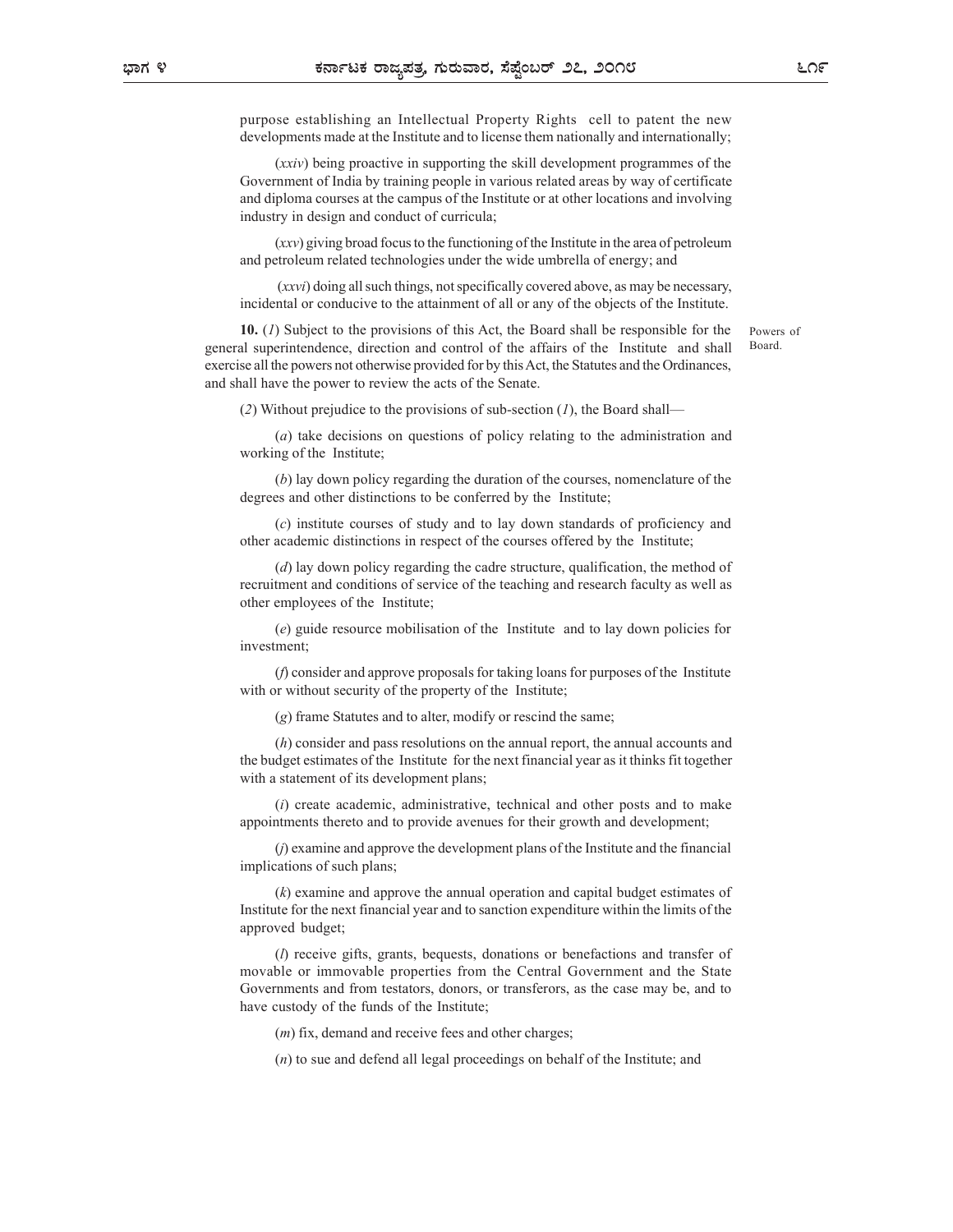purpose establishing an Intellectual Property Rights cell to patent the new developments made at the Institute and to license them nationally and internationally;

(*xxiv*) being proactive in supporting the skill development programmes of the Government of India by training people in various related areas by way of certificate and diploma courses at the campus of the Institute or at other locations and involving industry in design and conduct of curricula;

(*xxv*) giving broad focus to the functioning of the Institute in the area of petroleum and petroleum related technologies under the wide umbrella of energy; and

(*xxvi*) doing all such things, not specifically covered above, as may be necessary, incidental or conducive to the attainment of all or any of the objects of the Institute.

Powers of Board.

**10.** (*1*) Subject to the provisions of this Act, the Board shall be responsible for the general superintendence, direction and control of the affairs of the Institute and shall exercise all the powers not otherwise provided for by this Act, the Statutes and the Ordinances, and shall have the power to review the acts of the Senate.

(*2*) Without prejudice to the provisions of sub-section (*1*), the Board shall—

(*a*) take decisions on questions of policy relating to the administration and working of the Institute;

(*b*) lay down policy regarding the duration of the courses, nomenclature of the degrees and other distinctions to be conferred by the Institute;

(*c*) institute courses of study and to lay down standards of proficiency and other academic distinctions in respect of the courses offered by the Institute;

(*d*) lay down policy regarding the cadre structure, qualification, the method of recruitment and conditions of service of the teaching and research faculty as well as other employees of the Institute;

(*e*) guide resource mobilisation of the Institute and to lay down policies for investment;

(*f*) consider and approve proposals for taking loans for purposes of the Institute with or without security of the property of the Institute;

(*g*) frame Statutes and to alter, modify or rescind the same;

(*h*) consider and pass resolutions on the annual report, the annual accounts and the budget estimates of the Institute for the next financial year as it thinks fit together with a statement of its development plans;

(*i*) create academic, administrative, technical and other posts and to make appointments thereto and to provide avenues for their growth and development;

(*j*) examine and approve the development plans of the Institute and the financial implications of such plans;

(*k*) examine and approve the annual operation and capital budget estimates of Institute for the next financial year and to sanction expenditure within the limits of the approved budget;

(*l*) receive gifts, grants, bequests, donations or benefactions and transfer of movable or immovable properties from the Central Government and the State Governments and from testators, donors, or transferors, as the case may be, and to have custody of the funds of the Institute;

(*m*) fix, demand and receive fees and other charges;

(*n*) to sue and defend all legal proceedings on behalf of the Institute; and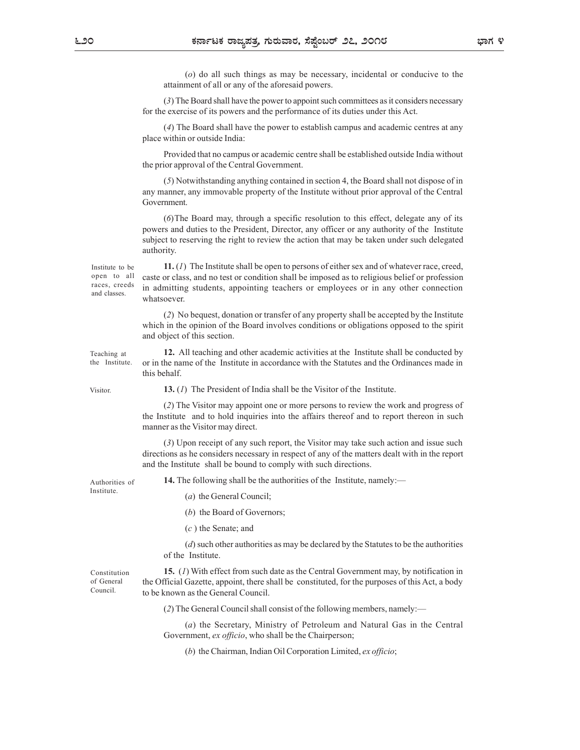(*o*) do all such things as may be necessary, incidental or conducive to the attainment of all or any of the aforesaid powers.

(*3*) The Board shall have the power to appoint such committees as it considers necessary for the exercise of its powers and the performance of its duties under this Act.

(*4*) The Board shall have the power to establish campus and academic centres at any place within or outside India:

Provided that no campus or academic centre shall be established outside India without the prior approval of the Central Government.

(*5*) Notwithstanding anything contained in section 4, the Board shall not dispose of in any manner, any immovable property of the Institute without prior approval of the Central Government.

(*6*)The Board may, through a specific resolution to this effect, delegate any of its powers and duties to the President, Director, any officer or any authority of the Institute subject to reserving the right to review the action that may be taken under such delegated authority.

Institute to be open to all races, creeds and classes.

**11.** (*1*) The Institute shall be open to persons of either sex and of whatever race, creed, caste or class, and no test or condition shall be imposed as to religious belief or profession in admitting students, appointing teachers or employees or in any other connection whatsoever.

(*2*) No bequest, donation or transfer of any property shall be accepted by the Institute which in the opinion of the Board involves conditions or obligations opposed to the spirit and object of this section.

Teaching at the Institute.

**12.** All teaching and other academic activities at the Institute shall be conducted by or in the name of the Institute in accordance with the Statutes and the Ordinances made in this behalf.

Visitor.

**13.** (*1*) The President of India shall be the Visitor of the Institute.

(*2*) The Visitor may appoint one or more persons to review the work and progress of the Institute and to hold inquiries into the affairs thereof and to report thereon in such manner as the Visitor may direct.

(*3*) Upon receipt of any such report, the Visitor may take such action and issue such directions as he considers necessary in respect of any of the matters dealt with in the report and the Institute shall be bound to comply with such directions.

Authorities of Institute.

**14.** The following shall be the authorities of the Institute, namely:—

(*a*) the General Council;

(*b*) the Board of Governors;

(*c* ) the Senate; and

(*d*) such other authorities as may be declared by the Statutes to be the authorities of the Institute.

Constitution of General Council.

**15.** (*1*) With effect from such date as the Central Government may, by notification in the Official Gazette, appoint, there shall be constituted, for the purposes of this Act, a body to be known as the General Council.

(*2*) The General Council shall consist of the following members, namely:—

(*a*) the Secretary, Ministry of Petroleum and Natural Gas in the Central Government, *ex officio*, who shall be the Chairperson;

(*b*) the Chairman, Indian Oil Corporation Limited, *ex officio*;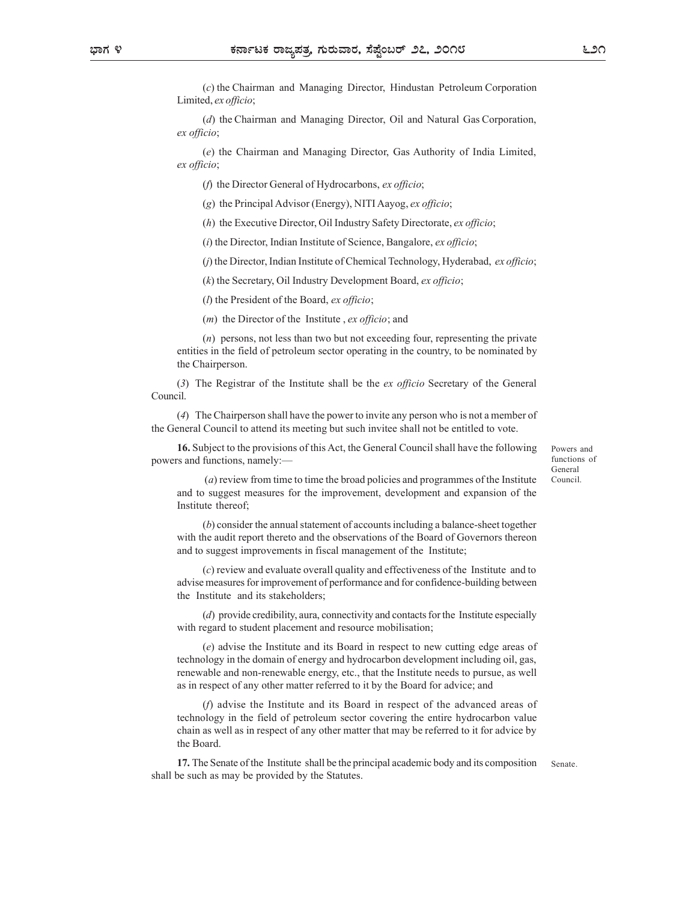(*c*) the Chairman and Managing Director, Hindustan Petroleum Corporation Limited, *ex officio*;

(*d*) the Chairman and Managing Director, Oil and Natural Gas Corporation, *ex officio*;

(*e*) the Chairman and Managing Director, Gas Authority of India Limited, *ex officio*;

(*f*) the Director General of Hydrocarbons, *ex officio*;

(*g*) the Principal Advisor (Energy), NITI Aayog, *ex officio*;

(*h*) the Executive Director, Oil Industry Safety Directorate, *ex officio*;

(*i*) the Director, Indian Institute of Science, Bangalore, *ex officio*;

(*j*) the Director, Indian Institute of Chemical Technology, Hyderabad, *ex officio*;

(*k*) the Secretary, Oil Industry Development Board, *ex officio*;

(*l*) the President of the Board, *ex officio*;

(*m*) the Director of the Institute , *ex officio*; and

(*n*) persons, not less than two but not exceeding four, representing the private entities in the field of petroleum sector operating in the country, to be nominated by the Chairperson.

(*3*) The Registrar of the Institute shall be the *ex officio* Secretary of the General Council.

(*4*) The Chairperson shall have the power to invite any person who is not a member of the General Council to attend its meeting but such invitee shall not be entitled to vote.

Powers and functions of General Council.

**16.** Subject to the provisions of this Act, the General Council shall have the following powers and functions, namely:—

(*a*) review from time to time the broad policies and programmes of the Institute and to suggest measures for the improvement, development and expansion of the Institute thereof;

(*b*) consider the annual statement of accounts including a balance-sheet together with the audit report thereto and the observations of the Board of Governors thereon and to suggest improvements in fiscal management of the Institute;

(*c*) review and evaluate overall quality and effectiveness of the Institute and to advise measures for improvement of performance and for confidence-building between the Institute and its stakeholders;

(*d*) provide credibility, aura, connectivity and contacts for the Institute especially with regard to student placement and resource mobilisation;

(*e*) advise the Institute and its Board in respect to new cutting edge areas of technology in the domain of energy and hydrocarbon development including oil, gas, renewable and non-renewable energy, etc., that the Institute needs to pursue, as well as in respect of any other matter referred to it by the Board for advice; and

(*f*) advise the Institute and its Board in respect of the advanced areas of technology in the field of petroleum sector covering the entire hydrocarbon value chain as well as in respect of any other matter that may be referred to it for advice by the Board.

Senate.

**17.** The Senate of the Institute shall be the principal academic body and its composition shall be such as may be provided by the Statutes.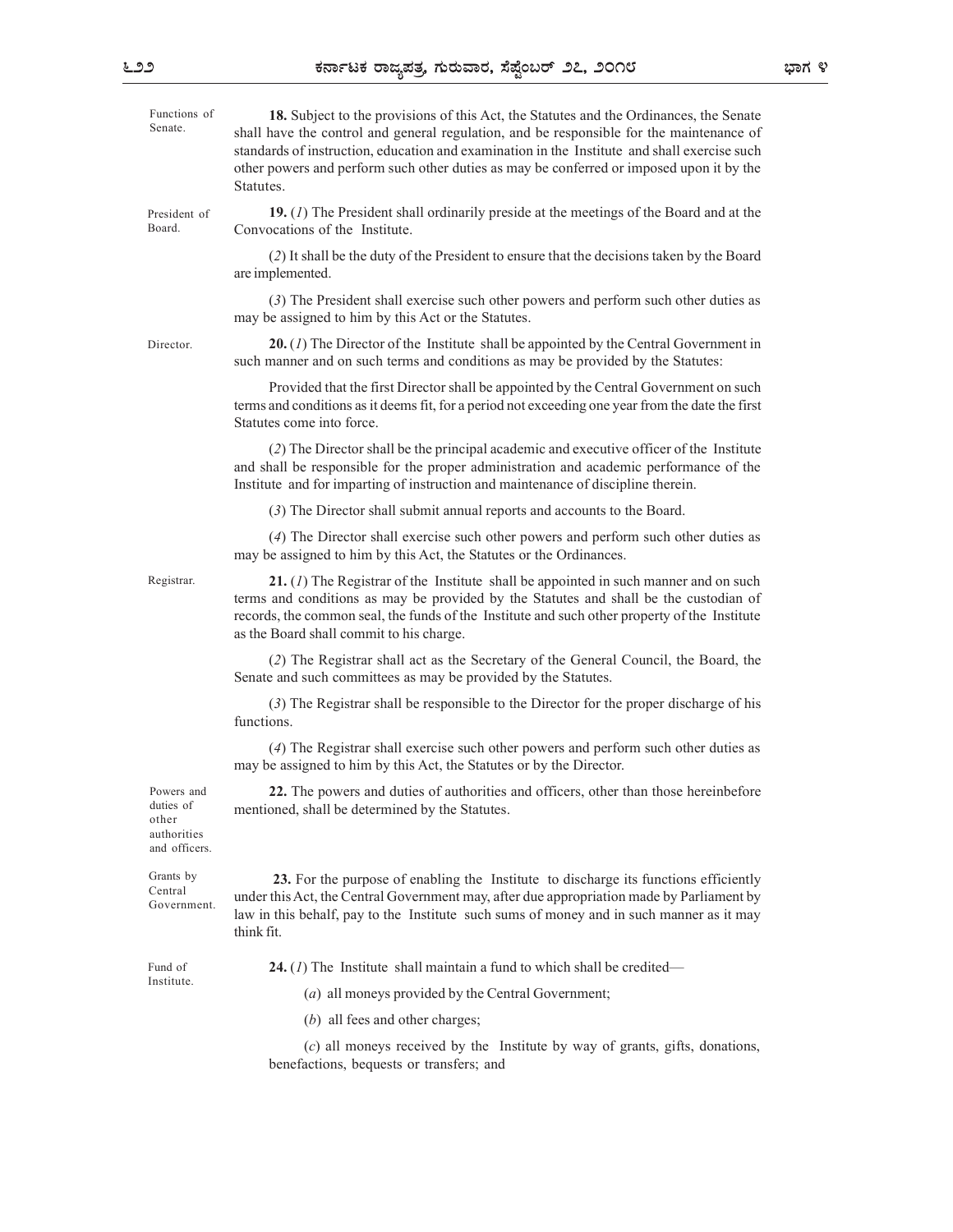**Functions of Senate.** **18.** Subject to the provisions of this Act, the Statutes and the Ordinances, the Senate shall have the control and general regulation, and be responsible for the maintenance of standards of instruction, education and examination in the Institute and shall exercise such other powers and perform such other duties as may be conferred or imposed upon it by the Statutes.

**President of Board.** **19.** (*1*) The President shall ordinarily preside at the meetings of the Board and at the Convocations of the Institute.

(*2*) It shall be the duty of the President to ensure that the decisions taken by the Board are implemented.

(*3*) The President shall exercise such other powers and perform such other duties as may be assigned to him by this Act or the Statutes.

**Director.** **20.** (*1*) The Director of the Institute shall be appointed by the Central Government in such manner and on such terms and conditions as may be provided by the Statutes:

Provided that the first Director shall be appointed by the Central Government on such terms and conditions as it deems fit, for a period not exceeding one year from the date the first Statutes come into force.

(*2*) The Director shall be the principal academic and executive officer of the Institute and shall be responsible for the proper administration and academic performance of the Institute and for imparting of instruction and maintenance of discipline therein.

(*3*) The Director shall submit annual reports and accounts to the Board.

(*4*) The Director shall exercise such other powers and perform such other duties as may be assigned to him by this Act, the Statutes or the Ordinances.

**Registrar.** **21.** (*1*) The Registrar of the Institute shall be appointed in such manner and on such terms and conditions as may be provided by the Statutes and shall be the custodian of records, the common seal, the funds of the Institute and such other property of the Institute as the Board shall commit to his charge.

(*2*) The Registrar shall act as the Secretary of the General Council, the Board, the Senate and such committees as may be provided by the Statutes.

(*3*) The Registrar shall be responsible to the Director for the proper discharge of his functions.

(*4*) The Registrar shall exercise such other powers and perform such other duties as may be assigned to him by this Act, the Statutes or by the Director.

**Powers and duties of other authorities and officers.** **22.** The powers and duties of authorities and officers, other than those hereinbefore mentioned, shall be determined by the Statutes.

**Grants by Central Government.** **23.** For the purpose of enabling the Institute to discharge its functions efficiently under this Act, the Central Government may, after due appropriation made by Parliament by law in this behalf, pay to the Institute such sums of money and in such manner as it may think fit.

**Fund of Institute.** **24.** (*1*) The Institute shall maintain a fund to which shall be credited—

(*a*) all moneys provided by the Central Government;

(*b*) all fees and other charges;

(*c*) all moneys received by the Institute by way of grants, gifts, donations, benefactions, bequests or transfers; and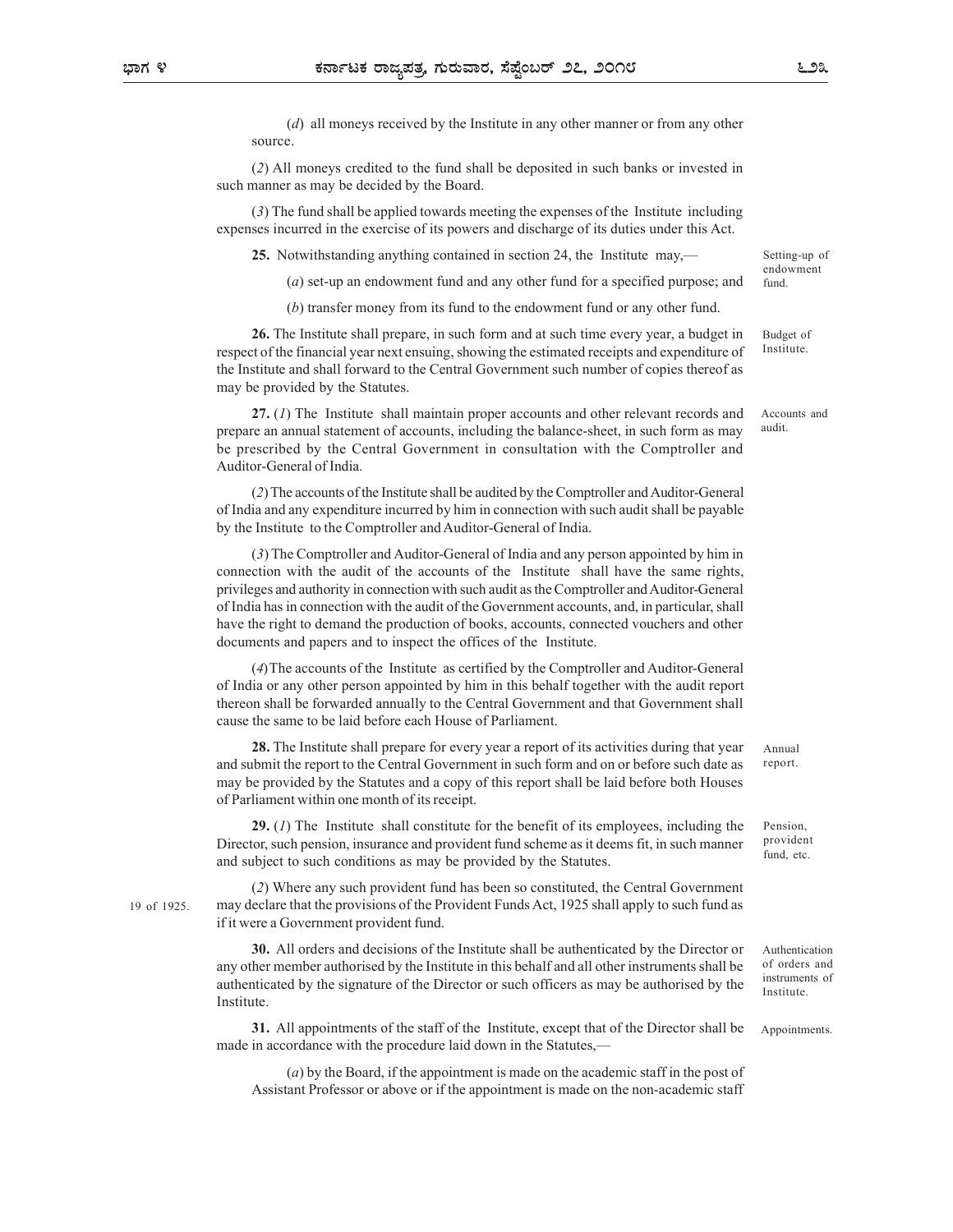(*d*) all moneys received by the Institute in any other manner or from any other source.

(*2*) All moneys credited to the fund shall be deposited in such banks or invested in such manner as may be decided by the Board.

(*3*) The fund shall be applied towards meeting the expenses of the Institute including expenses incurred in the exercise of its powers and discharge of its duties under this Act.

Setting-up of endowment fund.

**25.** Notwithstanding anything contained in section 24, the Institute may,—

(*a*) set-up an endowment fund and any other fund for a specified purpose; and

(*b*) transfer money from its fund to the endowment fund or any other fund.

Budget of Institute.

**26.** The Institute shall prepare, in such form and at such time every year, a budget in respect of the financial year next ensuing, showing the estimated receipts and expenditure of the Institute and shall forward to the Central Government such number of copies thereof as may be provided by the Statutes.

Accounts and audit.

**27.** (*1*) The Institute shall maintain proper accounts and other relevant records and prepare an annual statement of accounts, including the balance-sheet, in such form as may be prescribed by the Central Government in consultation with the Comptroller and Auditor-General of India.

(*2*) The accounts of the Institute shall be audited by the Comptroller and Auditor-General of India and any expenditure incurred by him in connection with such audit shall be payable by the Institute to the Comptroller and Auditor-General of India.

(*3*) The Comptroller and Auditor-General of India and any person appointed by him in connection with the audit of the accounts of the Institute shall have the same rights, privileges and authority in connection with such audit as the Comptroller and Auditor-General of India has in connection with the audit of the Government accounts, and, in particular, shall have the right to demand the production of books, accounts, connected vouchers and other documents and papers and to inspect the offices of the Institute.

(*4*) The accounts of the Institute as certified by the Comptroller and Auditor-General of India or any other person appointed by him in this behalf together with the audit report thereon shall be forwarded annually to the Central Government and that Government shall cause the same to be laid before each House of Parliament.

Annual report.

**28.** The Institute shall prepare for every year a report of its activities during that year and submit the report to the Central Government in such form and on or before such date as may be provided by the Statutes and a copy of this report shall be laid before both Houses of Parliament within one month of its receipt.

Pension, provident fund, etc.

**29.** (*1*) The Institute shall constitute for the benefit of its employees, including the Director, such pension, insurance and provident fund scheme as it deems fit, in such manner and subject to such conditions as may be provided by the Statutes.

19 of 1925.

(*2*) Where any such provident fund has been so constituted, the Central Government may declare that the provisions of the Provident Funds Act, 1925 shall apply to such fund as if it were a Government provident fund.

Authentication of orders and instruments of Institute.

**30.** All orders and decisions of the Institute shall be authenticated by the Director or any other member authorised by the Institute in this behalf and all other instruments shall be authenticated by the signature of the Director or such officers as may be authorised by the Institute.

Appointments.

**31.** All appointments of the staff of the Institute, except that of the Director shall be made in accordance with the procedure laid down in the Statutes,—

(*a*) by the Board, if the appointment is made on the academic staff in the post of Assistant Professor or above or if the appointment is made on the non-academic staff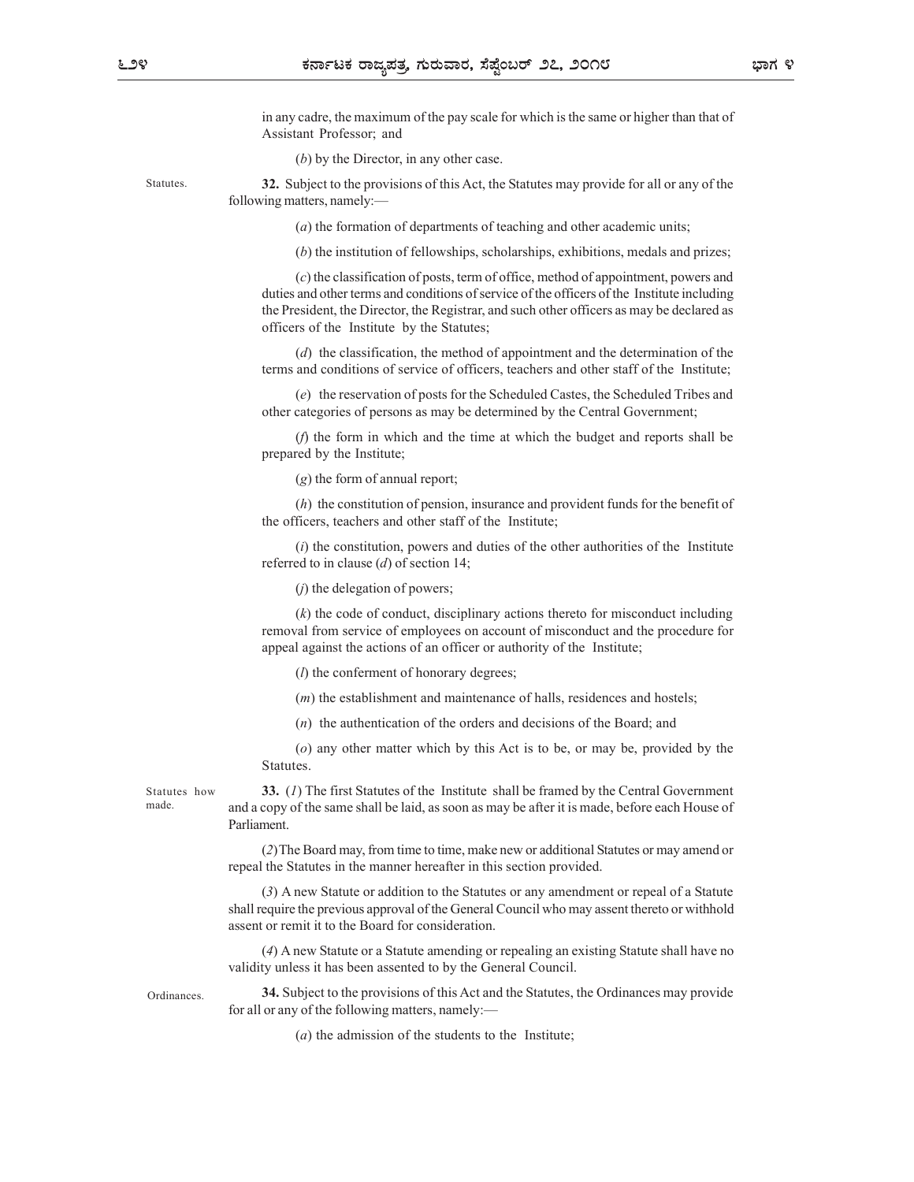in any cadre, the maximum of the pay scale for which is the same or higher than that of Assistant Professor; and

(*b*) by the Director, in any other case.

Statutes.

**32.** Subject to the provisions of this Act, the Statutes may provide for all or any of the following matters, namely:—

(*a*) the formation of departments of teaching and other academic units;

(*b*) the institution of fellowships, scholarships, exhibitions, medals and prizes;

(*c*) the classification of posts, term of office, method of appointment, powers and duties and other terms and conditions of service of the officers of the Institute including the President, the Director, the Registrar, and such other officers as may be declared as officers of the Institute by the Statutes;

(*d*) the classification, the method of appointment and the determination of the terms and conditions of service of officers, teachers and other staff of the Institute;

(*e*) the reservation of posts for the Scheduled Castes, the Scheduled Tribes and other categories of persons as may be determined by the Central Government;

(*f*) the form in which and the time at which the budget and reports shall be prepared by the Institute;

(*g*) the form of annual report;

(*h*) the constitution of pension, insurance and provident funds for the benefit of the officers, teachers and other staff of the Institute;

(*i*) the constitution, powers and duties of the other authorities of the Institute referred to in clause (*d*) of section 14;

(*j*) the delegation of powers;

(*k*) the code of conduct, disciplinary actions thereto for misconduct including removal from service of employees on account of misconduct and the procedure for appeal against the actions of an officer or authority of the Institute;

(*l*) the conferment of honorary degrees;

(*m*) the establishment and maintenance of halls, residences and hostels;

(*n*) the authentication of the orders and decisions of the Board; and

(*o*) any other matter which by this Act is to be, or may be, provided by the Statutes.

Statutes how made.

**33.** (*1*) The first Statutes of the Institute shall be framed by the Central Government and a copy of the same shall be laid, as soon as may be after it is made, before each House of Parliament.

(*2*) The Board may, from time to time, make new or additional Statutes or may amend or repeal the Statutes in the manner hereafter in this section provided.

(*3*) A new Statute or addition to the Statutes or any amendment or repeal of a Statute shall require the previous approval of the General Council who may assent thereto or withhold assent or remit it to the Board for consideration.

(*4*) A new Statute or a Statute amending or repealing an existing Statute shall have no validity unless it has been assented to by the General Council.

Ordinances.

**34.** Subject to the provisions of this Act and the Statutes, the Ordinances may provide for all or any of the following matters, namely:—

(*a*) the admission of the students to the Institute;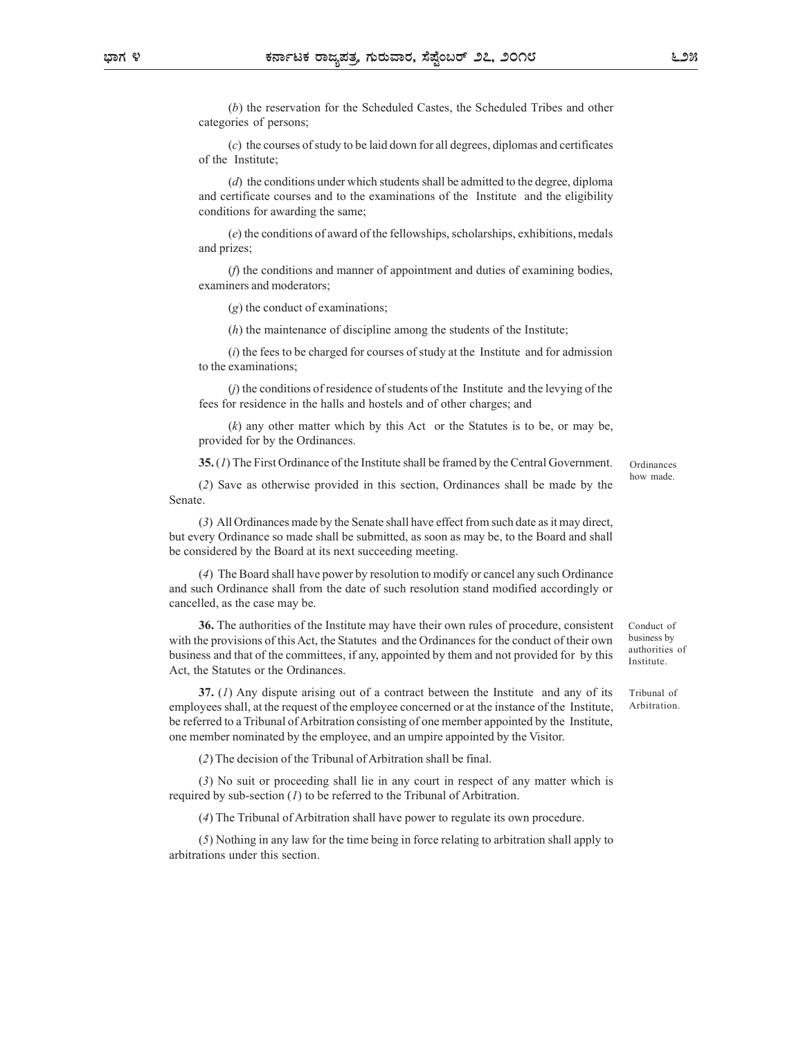(*b*) the reservation for the Scheduled Castes, the Scheduled Tribes and other categories of persons;

(*c*) the courses of study to be laid down for all degrees, diplomas and certificates of the Institute;

(*d*) the conditions under which students shall be admitted to the degree, diploma and certificate courses and to the examinations of the Institute and the eligibility conditions for awarding the same;

(*e*) the conditions of award of the fellowships, scholarships, exhibitions, medals and prizes;

(*f*) the conditions and manner of appointment and duties of examining bodies, examiners and moderators;

(*g*) the conduct of examinations;

(*h*) the maintenance of discipline among the students of the Institute;

(*i*) the fees to be charged for courses of study at the Institute and for admission to the examinations;

(*j*) the conditions of residence of students of the Institute and the levying of the fees for residence in the halls and hostels and of other charges; and

(*k*) any other matter which by this Act or the Statutes is to be, or may be, provided for by the Ordinances.

Ordinances how made.

**35.** (*1*) The First Ordinance of the Institute shall be framed by the Central Government.

(*2*) Save as otherwise provided in this section, Ordinances shall be made by the Senate.

(*3*) All Ordinances made by the Senate shall have effect from such date as it may direct, but every Ordinance so made shall be submitted, as soon as may be, to the Board and shall be considered by the Board at its next succeeding meeting.

(*4*) The Board shall have power by resolution to modify or cancel any such Ordinance and such Ordinance shall from the date of such resolution stand modified accordingly or cancelled, as the case may be.

Conduct of business by authorities of Institute.

**36.** The authorities of the Institute may have their own rules of procedure, consistent with the provisions of this Act, the Statutes and the Ordinances for the conduct of their own business and that of the committees, if any, appointed by them and not provided for by this Act, the Statutes or the Ordinances.

Tribunal of Arbitration.

**37.** (*1*) Any dispute arising out of a contract between the Institute and any of its employees shall, at the request of the employee concerned or at the instance of the Institute, be referred to a Tribunal of Arbitration consisting of one member appointed by the Institute, one member nominated by the employee, and an umpire appointed by the Visitor.

(*2*) The decision of the Tribunal of Arbitration shall be final.

(*3*) No suit or proceeding shall lie in any court in respect of any matter which is required by sub-section (*1*) to be referred to the Tribunal of Arbitration.

(*4*) The Tribunal of Arbitration shall have power to regulate its own procedure.

(*5*) Nothing in any law for the time being in force relating to arbitration shall apply to arbitrations under this section.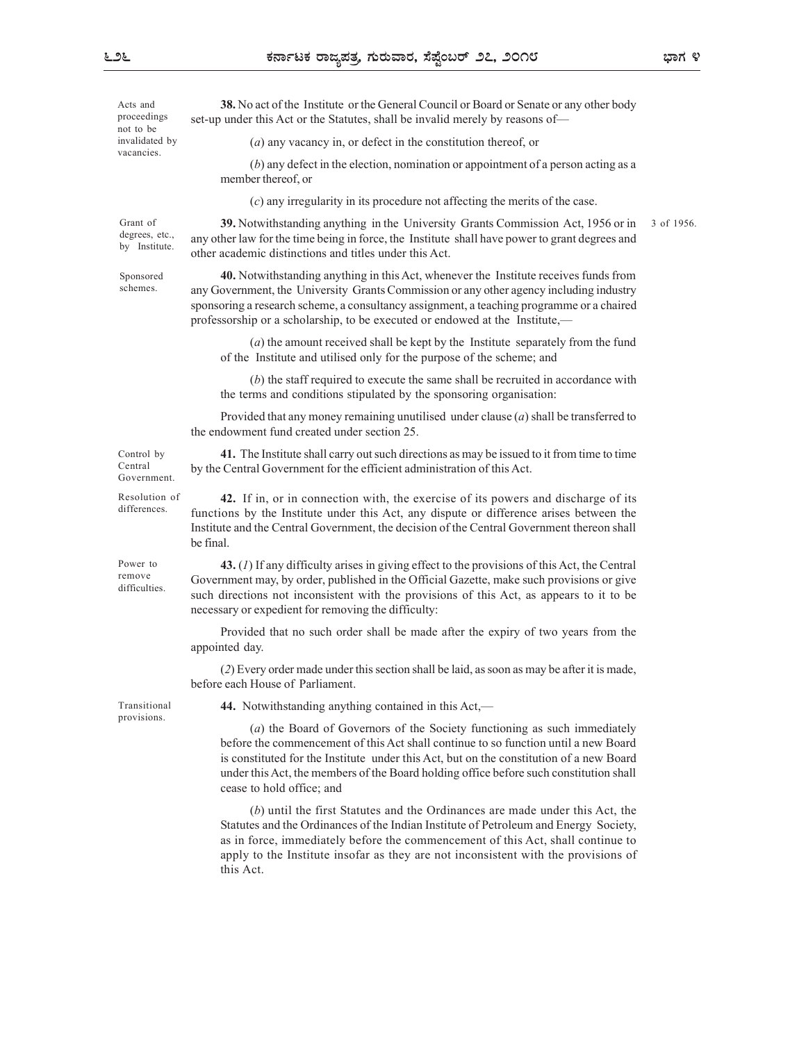Acts and proceedings not to be invalidated by vacancies.

**38.** No act of the Institute or the General Council or Board or Senate or any other body set-up under this Act or the Statutes, shall be invalid merely by reasons of—

(*a*) any vacancy in, or defect in the constitution thereof, or

(*b*) any defect in the election, nomination or appointment of a person acting as a member thereof, or

(*c*) any irregularity in its procedure not affecting the merits of the case.

Grant of degrees, etc., by Institute.

**39.** Notwithstanding anything in the University Grants Commission Act, 1956 or in any other law for the time being in force, the Institute shall have power to grant degrees and other academic distinctions and titles under this Act.

3 of 1956.

Sponsored schemes.

**40.** Notwithstanding anything in this Act, whenever the Institute receives funds from any Government, the University Grants Commission or any other agency including industry sponsoring a research scheme, a consultancy assignment, a teaching programme or a chaired professorship or a scholarship, to be executed or endowed at the Institute,—

(*a*) the amount received shall be kept by the Institute separately from the fund of the Institute and utilised only for the purpose of the scheme; and

(*b*) the staff required to execute the same shall be recruited in accordance with the terms and conditions stipulated by the sponsoring organisation:

Provided that any money remaining unutilised under clause (*a*) shall be transferred to the endowment fund created under section 25.

Control by Central Government.

**41.** The Institute shall carry out such directions as may be issued to it from time to time by the Central Government for the efficient administration of this Act.

Resolution of differences.

**42.** If in, or in connection with, the exercise of its powers and discharge of its functions by the Institute under this Act, any dispute or difference arises between the Institute and the Central Government, the decision of the Central Government thereon shall be final.

Power to remove difficulties.

**43.** (*1*) If any difficulty arises in giving effect to the provisions of this Act, the Central Government may, by order, published in the Official Gazette, make such provisions or give such directions not inconsistent with the provisions of this Act, as appears to it to be necessary or expedient for removing the difficulty:

Provided that no such order shall be made after the expiry of two years from the appointed day.

(*2*) Every order made under this section shall be laid, as soon as may be after it is made, before each House of Parliament.

Transitional provisions.

**44.** Notwithstanding anything contained in this Act,—

(*a*) the Board of Governors of the Society functioning as such immediately before the commencement of this Act shall continue to so function until a new Board is constituted for the Institute under this Act, but on the constitution of a new Board under this Act, the members of the Board holding office before such constitution shall cease to hold office; and

(*b*) until the first Statutes and the Ordinances are made under this Act, the Statutes and the Ordinances of the Indian Institute of Petroleum and Energy Society, as in force, immediately before the commencement of this Act, shall continue to apply to the Institute insofar as they are not inconsistent with the provisions of this Act.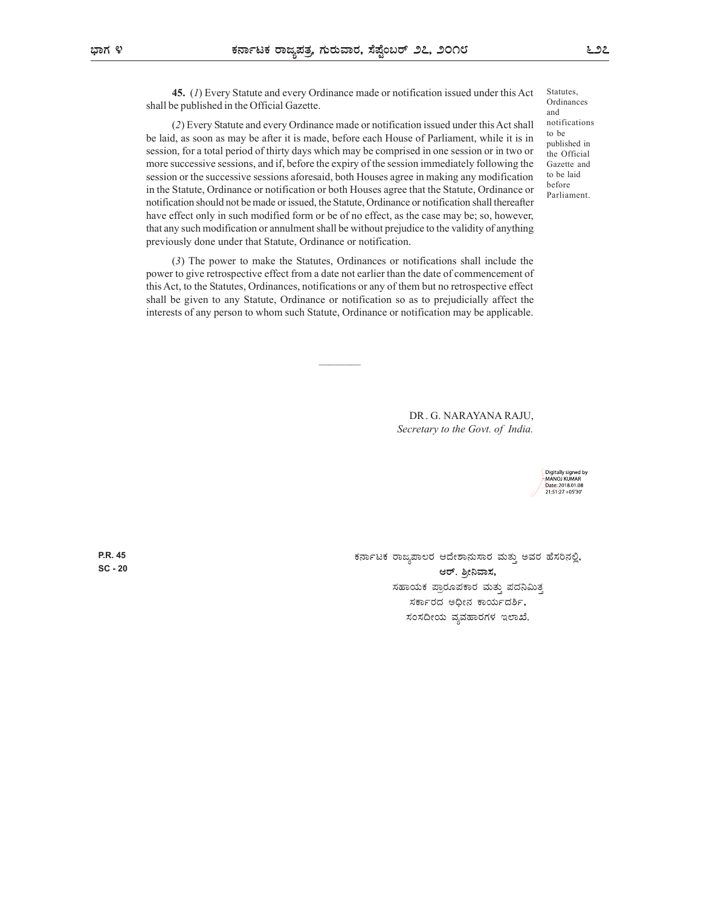**45.** (*1*) Every Statute and every Ordinance made or notification issued under this Act shall be published in the Official Gazette.

Statutes, Ordinances and notifications to be published in the Official Gazette and to be laid before Parliament.

(*2*) Every Statute and every Ordinance made or notification issued under this Act shall be laid, as soon as may be after it is made, before each House of Parliament, while it is in session, for a total period of thirty days which may be comprised in one session or in two or more successive sessions, and if, before the expiry of the session immediately following the session or the successive sessions aforesaid, both Houses agree in making any modification in the Statute, Ordinance or notification or both Houses agree that the Statute, Ordinance or notification should not be made or issued, the Statute, Ordinance or notification shall thereafter have effect only in such modified form or be of no effect, as the case may be; so, however, that any such modification or annulment shall be without prejudice to the validity of anything previously done under that Statute, Ordinance or notification.

(*3*) The power to make the Statutes, Ordinances or notifications shall include the power to give retrospective effect from a date not earlier than the date of commencement of this Act, to the Statutes, Ordinances, notifications or any of them but no retrospective effect shall be given to any Statute, Ordinance or notification so as to prejudicially affect the interests of any person to whom such Statute, Ordinance or notification may be applicable.

————

DR. G. NARAYANA RAJU,
*Secretary to the Govt. of India.*

Digitally signed by MANOJ KUMAR
Date: 2018.01.08 21:51:27 +05'30'

P.R. 45
SC - 20

ಕರ್ನಾಟಕ ರಾಜ್ಯಪಾಲರ ಆದೇಶಾನುಸಾರ ಮತ್ತು ಅವರ ಹೆಸರಿನಲ್ಲಿ,
**ಆರ್. ಶ್ರೀನಿವಾಸ,**
ಸಹಾಯಕ ಪ್ರಾರೂಪಕಾರ ಮತ್ತು ಪದನಿಮಿತ್ತ
ಸರ್ಕಾರದ ಅಧೀನ ಕಾರ್ಯದರ್ಶಿ,
ಸಂಸದೀಯ ವ್ಯವಹಾರಗಳ ಇಲಾಖೆ.